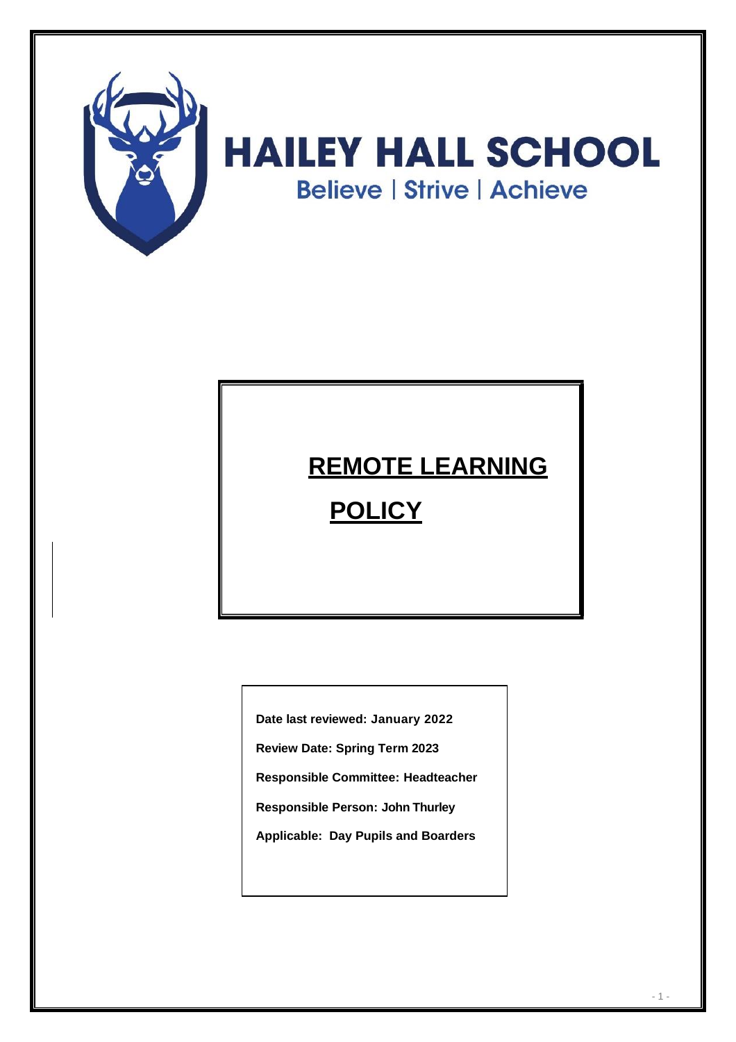# HAILEY HALL SCHOOL

Believe | Strive | Achieve

## REMOTE LEARNING POLICY

**Date last reviewed: January 2022**

**Review Date: Spring Term 2023**

**Responsible Committee: Headteacher**

**Responsible Person: John Thurley**

**Applicable: Day Pupils and Boarders**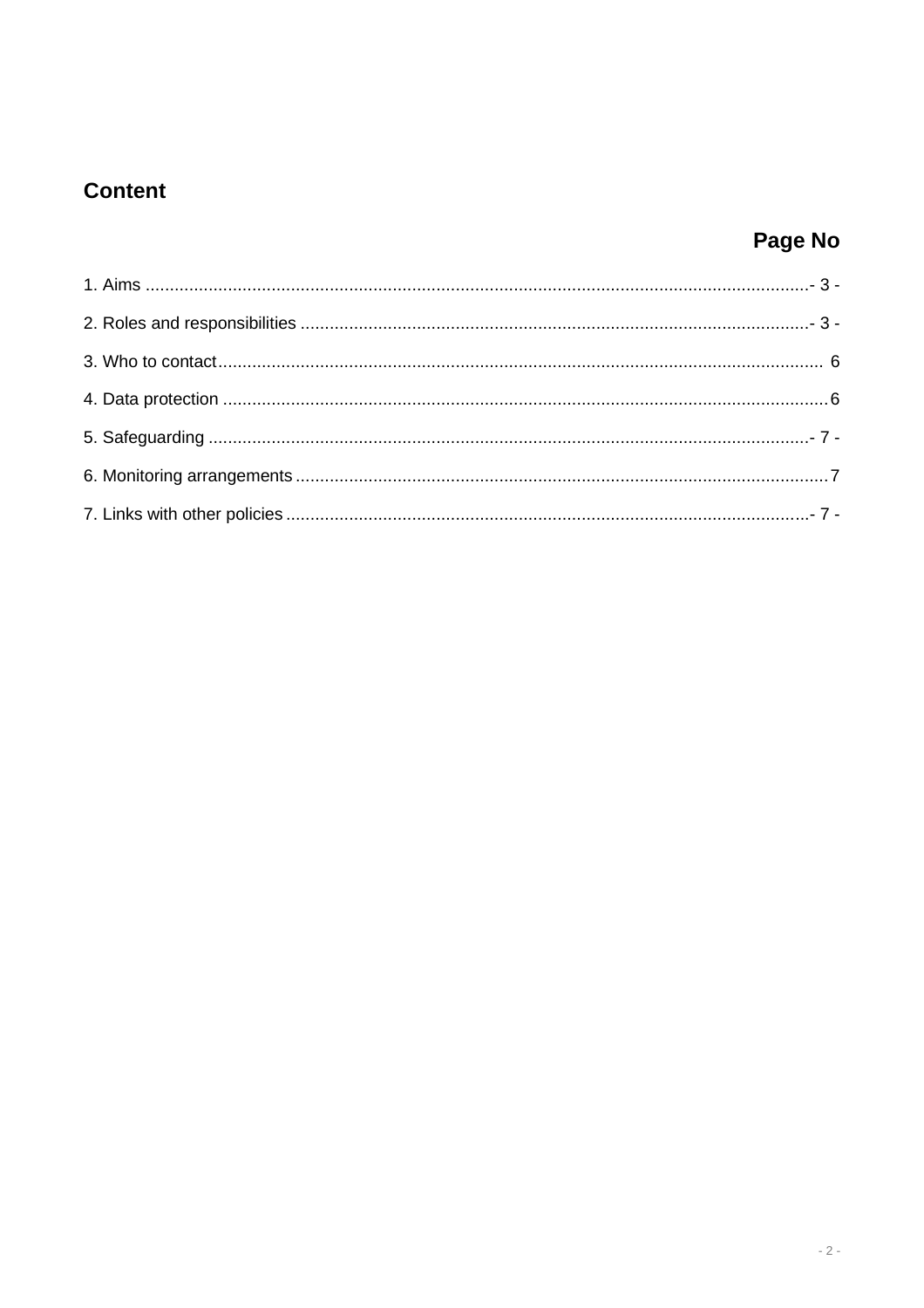## Content

**Page No**

| | |
|---|---|
| 1. Aims | - 3 - |
| 2. Roles and responsibilities | - 3 - |
| 3. Who to contact | 6 |
| 4. Data protection | 6 |
| 5. Safeguarding | - 7 - |
| 6. Monitoring arrangements | 7 |
| 7. Links with other policies | - 7 - |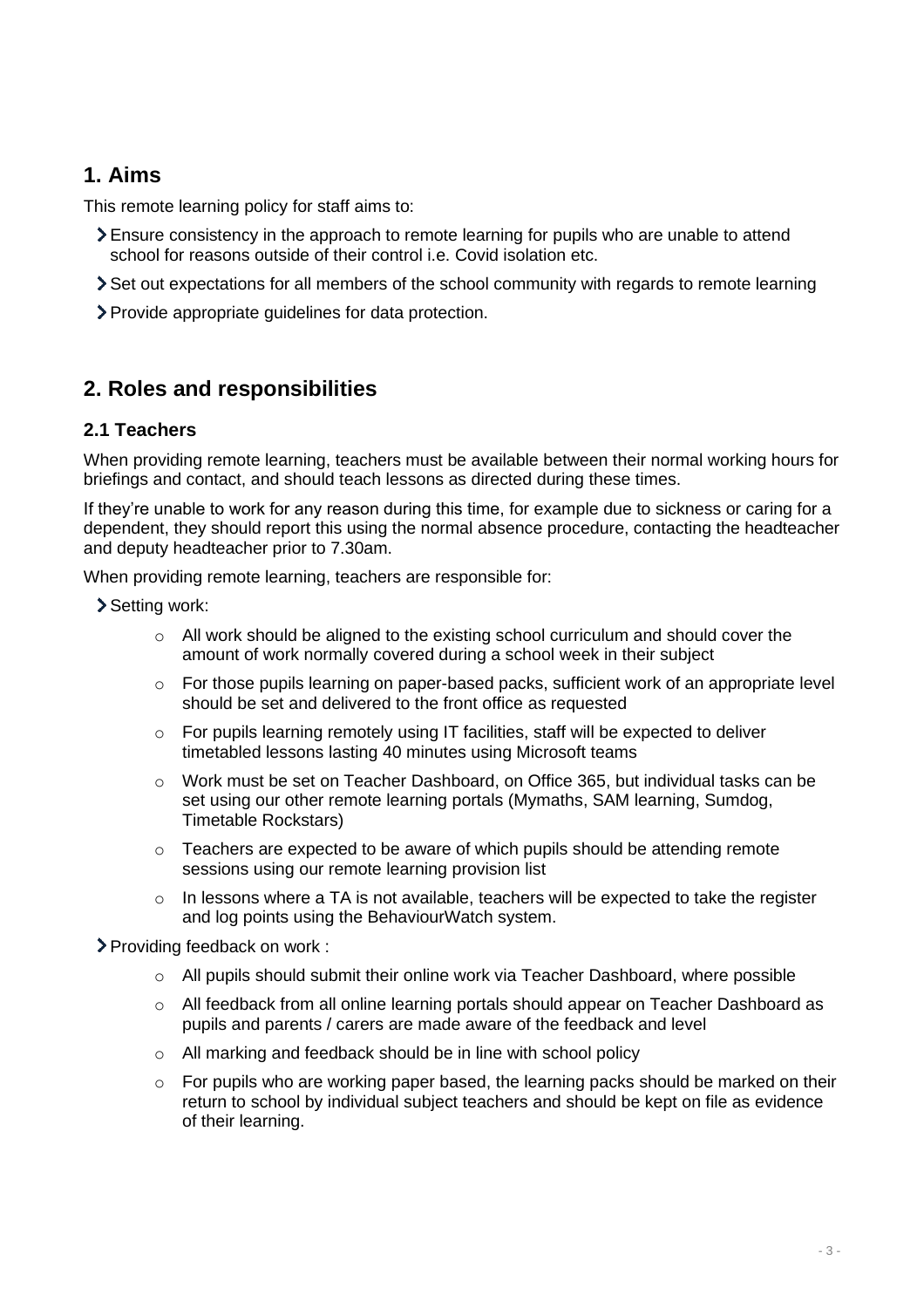## 1. Aims

This remote learning policy for staff aims to:

- Ensure consistency in the approach to remote learning for pupils who are unable to attend school for reasons outside of their control i.e. Covid isolation etc.
- Set out expectations for all members of the school community with regards to remote learning
- Provide appropriate guidelines for data protection.

## 2. Roles and responsibilities

### 2.1 Teachers

When providing remote learning, teachers must be available between their normal working hours for briefings and contact, and should teach lessons as directed during these times.

If they're unable to work for any reason during this time, for example due to sickness or caring for a dependent, they should report this using the normal absence procedure, contacting the headteacher and deputy headteacher prior to 7.30am.

When providing remote learning, teachers are responsible for:

- Setting work:
    - All work should be aligned to the existing school curriculum and should cover the amount of work normally covered during a school week in their subject
    - For those pupils learning on paper-based packs, sufficient work of an appropriate level should be set and delivered to the front office as requested
    - For pupils learning remotely using IT facilities, staff will be expected to deliver timetabled lessons lasting 40 minutes using Microsoft teams
    - Work must be set on Teacher Dashboard, on Office 365, but individual tasks can be set using our other remote learning portals (Mymaths, SAM learning, Sumdog, Timetable Rockstars)
    - Teachers are expected to be aware of which pupils should be attending remote sessions using our remote learning provision list
    - In lessons where a TA is not available, teachers will be expected to take the register and log points using the BehaviourWatch system.
- Providing feedback on work :
    - All pupils should submit their online work via Teacher Dashboard, where possible
    - All feedback from all online learning portals should appear on Teacher Dashboard as pupils and parents / carers are made aware of the feedback and level
    - All marking and feedback should be in line with school policy
    - For pupils who are working paper based, the learning packs should be marked on their return to school by individual subject teachers and should be kept on file as evidence of their learning.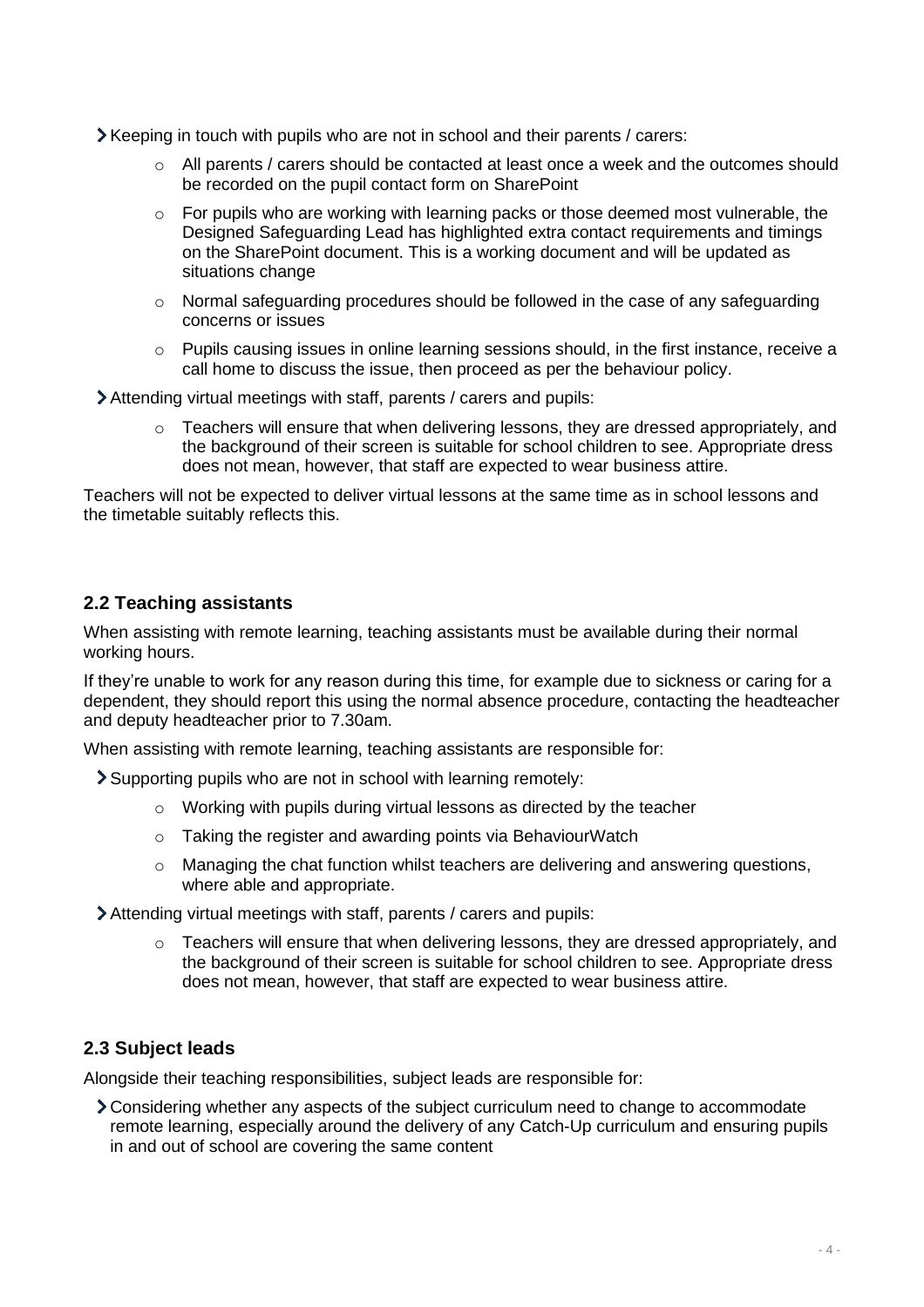- Keeping in touch with pupils who are not in school and their parents / carers:
  - All parents / carers should be contacted at least once a week and the outcomes should be recorded on the pupil contact form on SharePoint
  - For pupils who are working with learning packs or those deemed most vulnerable, the Designed Safeguarding Lead has highlighted extra contact requirements and timings on the SharePoint document. This is a working document and will be updated as situations change
  - Normal safeguarding procedures should be followed in the case of any safeguarding concerns or issues
  - Pupils causing issues in online learning sessions should, in the first instance, receive a call home to discuss the issue, then proceed as per the behaviour policy.
- Attending virtual meetings with staff, parents / carers and pupils:
  - Teachers will ensure that when delivering lessons, they are dressed appropriately, and the background of their screen is suitable for school children to see. Appropriate dress does not mean, however, that staff are expected to wear business attire.

Teachers will not be expected to deliver virtual lessons at the same time as in school lessons and the timetable suitably reflects this.

### 2.2 Teaching assistants

When assisting with remote learning, teaching assistants must be available during their normal working hours.

If they're unable to work for any reason during this time, for example due to sickness or caring for a dependent, they should report this using the normal absence procedure, contacting the headteacher and deputy headteacher prior to 7.30am.

When assisting with remote learning, teaching assistants are responsible for:

- Supporting pupils who are not in school with learning remotely:
  - Working with pupils during virtual lessons as directed by the teacher
  - Taking the register and awarding points via BehaviourWatch
  - Managing the chat function whilst teachers are delivering and answering questions, where able and appropriate.
- Attending virtual meetings with staff, parents / carers and pupils:
  - Teachers will ensure that when delivering lessons, they are dressed appropriately, and the background of their screen is suitable for school children to see. Appropriate dress does not mean, however, that staff are expected to wear business attire.

### 2.3 Subject leads

Alongside their teaching responsibilities, subject leads are responsible for:

- Considering whether any aspects of the subject curriculum need to change to accommodate remote learning, especially around the delivery of any Catch-Up curriculum and ensuring pupils in and out of school are covering the same content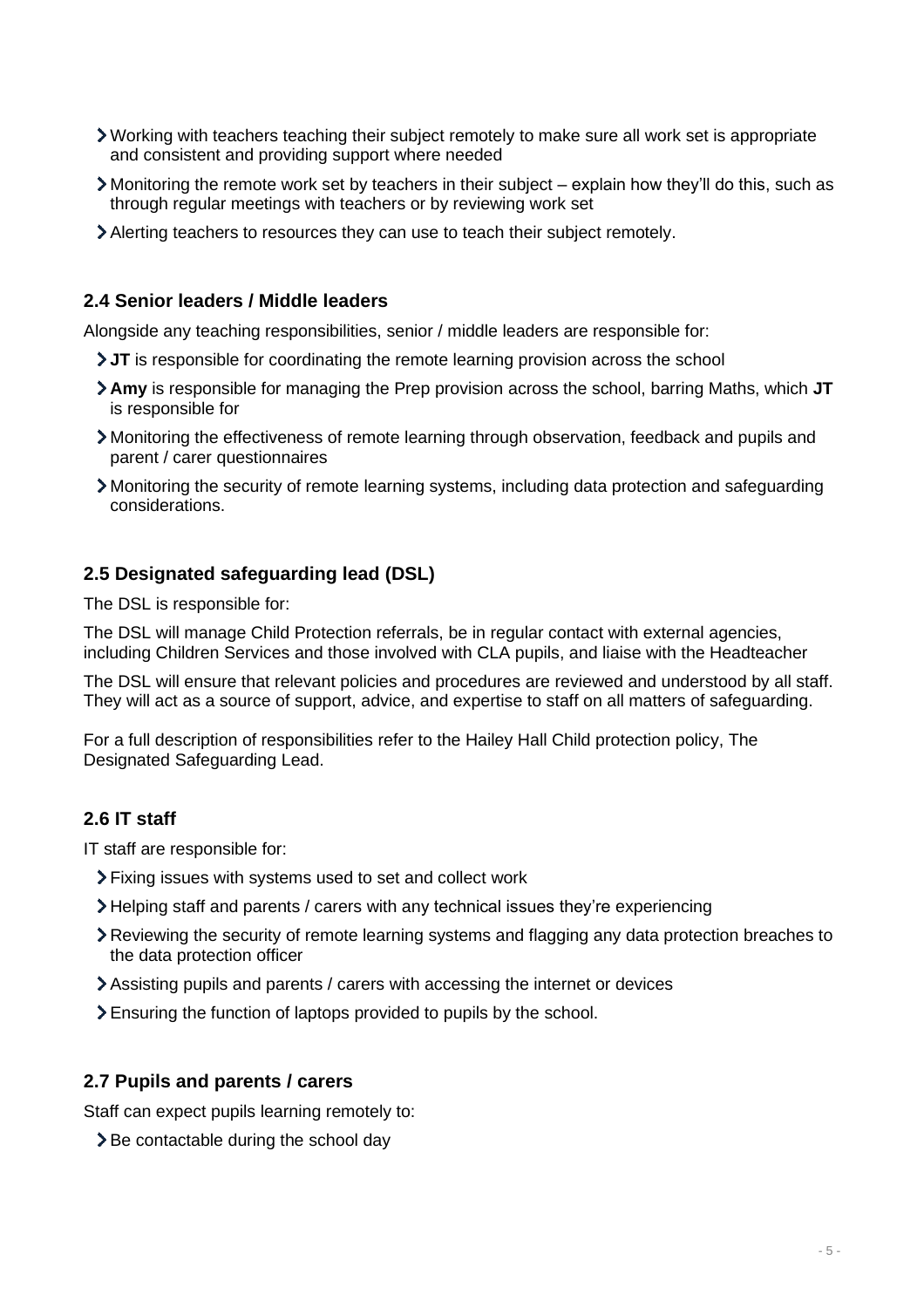- Working with teachers teaching their subject remotely to make sure all work set is appropriate and consistent and providing support where needed
- Monitoring the remote work set by teachers in their subject – explain how they'll do this, such as through regular meetings with teachers or by reviewing work set
- Alerting teachers to resources they can use to teach their subject remotely.

### 2.4 Senior leaders / Middle leaders

Alongside any teaching responsibilities, senior / middle leaders are responsible for:

- **JT** is responsible for coordinating the remote learning provision across the school
- **Amy** is responsible for managing the Prep provision across the school, barring Maths, which **JT** is responsible for
- Monitoring the effectiveness of remote learning through observation, feedback and pupils and parent / carer questionnaires
- Monitoring the security of remote learning systems, including data protection and safeguarding considerations.

### 2.5 Designated safeguarding lead (DSL)

The DSL is responsible for:

The DSL will manage Child Protection referrals, be in regular contact with external agencies, including Children Services and those involved with CLA pupils, and liaise with the Headteacher

The DSL will ensure that relevant policies and procedures are reviewed and understood by all staff. They will act as a source of support, advice, and expertise to staff on all matters of safeguarding.

For a full description of responsibilities refer to the Hailey Hall Child protection policy, The Designated Safeguarding Lead.

### 2.6 IT staff

IT staff are responsible for:

- Fixing issues with systems used to set and collect work
- Helping staff and parents / carers with any technical issues they're experiencing
- Reviewing the security of remote learning systems and flagging any data protection breaches to the data protection officer
- Assisting pupils and parents / carers with accessing the internet or devices
- Ensuring the function of laptops provided to pupils by the school.

### 2.7 Pupils and parents / carers

Staff can expect pupils learning remotely to:

- Be contactable during the school day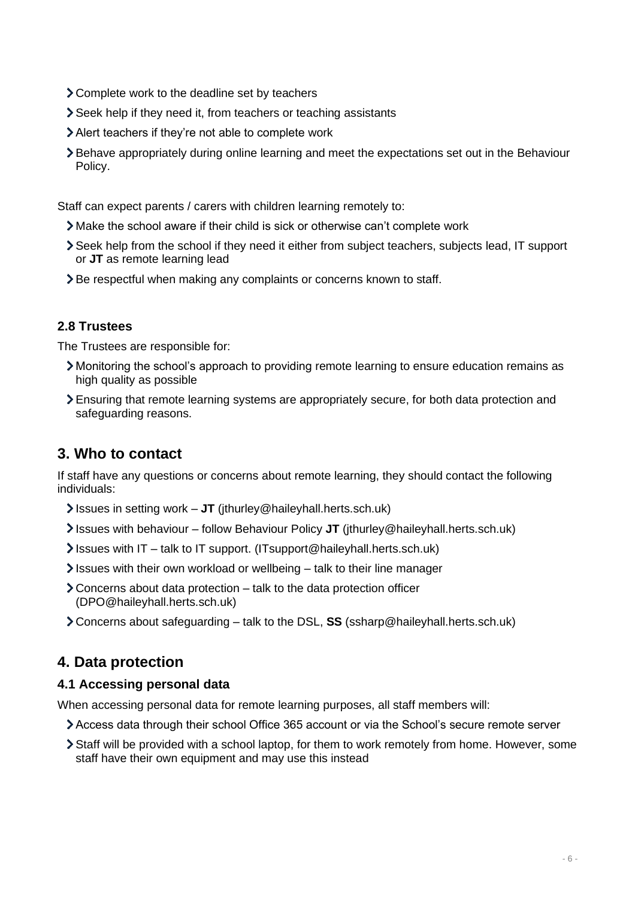- Complete work to the deadline set by teachers
- Seek help if they need it, from teachers or teaching assistants
- Alert teachers if they're not able to complete work
- Behave appropriately during online learning and meet the expectations set out in the Behaviour Policy.

Staff can expect parents / carers with children learning remotely to:

- Make the school aware if their child is sick or otherwise can't complete work
- Seek help from the school if they need it either from subject teachers, subjects lead, IT support or **JT** as remote learning lead
- Be respectful when making any complaints or concerns known to staff.

### 2.8 Trustees

The Trustees are responsible for:

- Monitoring the school's approach to providing remote learning to ensure education remains as high quality as possible
- Ensuring that remote learning systems are appropriately secure, for both data protection and safeguarding reasons.

## 3. Who to contact

If staff have any questions or concerns about remote learning, they should contact the following individuals:

- Issues in setting work – **JT** (jthurley@haileyhall.herts.sch.uk)
- Issues with behaviour – follow Behaviour Policy **JT** (jthurley@haileyhall.herts.sch.uk)
- Issues with IT – talk to IT support. (ITsupport@haileyhall.herts.sch.uk)
- Issues with their own workload or wellbeing – talk to their line manager
- Concerns about data protection – talk to the data protection officer (DPO@haileyhall.herts.sch.uk)
- Concerns about safeguarding – talk to the DSL, **SS** (ssharp@haileyhall.herts.sch.uk)

## 4. Data protection

### 4.1 Accessing personal data

When accessing personal data for remote learning purposes, all staff members will:

- Access data through their school Office 365 account or via the School's secure remote server
- Staff will be provided with a school laptop, for them to work remotely from home. However, some staff have their own equipment and may use this instead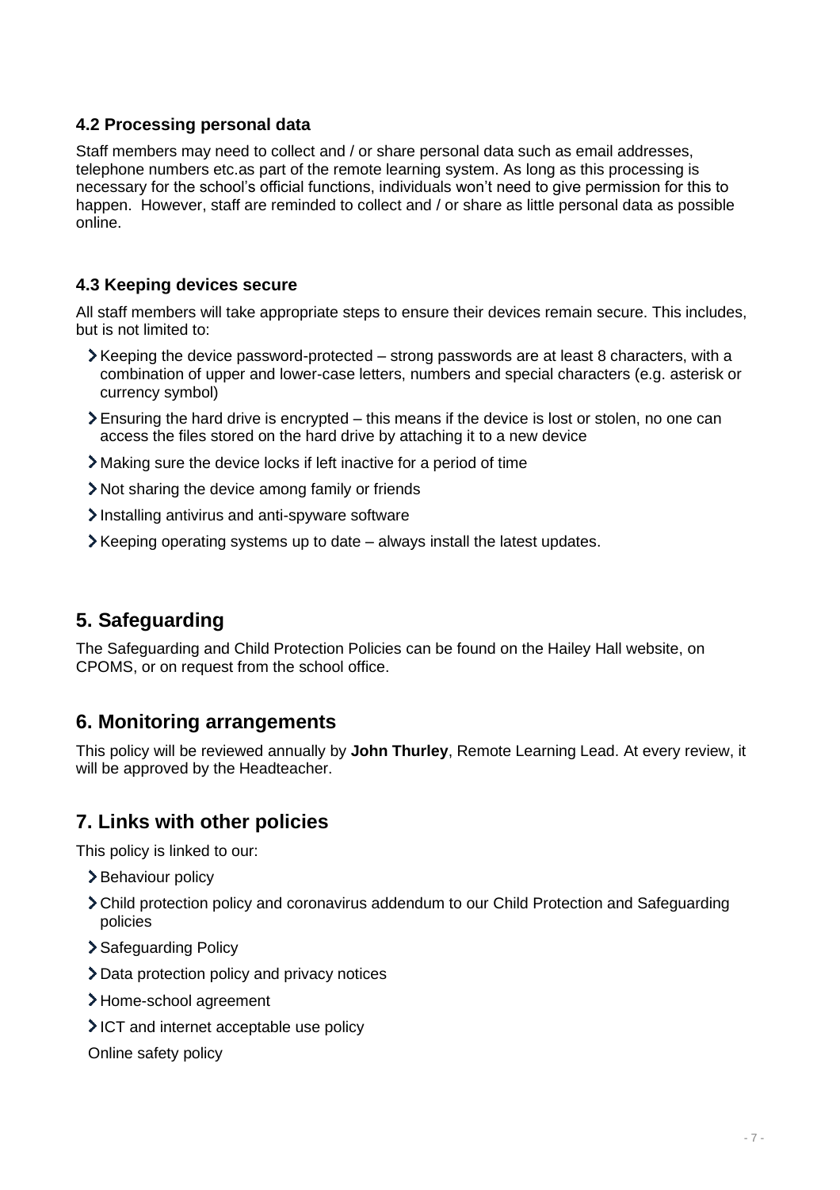### 4.2 Processing personal data

Staff members may need to collect and / or share personal data such as email addresses, telephone numbers etc.as part of the remote learning system. As long as this processing is necessary for the school's official functions, individuals won't need to give permission for this to happen. However, staff are reminded to collect and / or share as little personal data as possible online.

### 4.3 Keeping devices secure

All staff members will take appropriate steps to ensure their devices remain secure. This includes, but is not limited to:

- Keeping the device password-protected – strong passwords are at least 8 characters, with a combination of upper and lower-case letters, numbers and special characters (e.g. asterisk or currency symbol)
- Ensuring the hard drive is encrypted – this means if the device is lost or stolen, no one can access the files stored on the hard drive by attaching it to a new device
- Making sure the device locks if left inactive for a period of time
- Not sharing the device among family or friends
- Installing antivirus and anti-spyware software
- Keeping operating systems up to date – always install the latest updates.

## 5. Safeguarding

The Safeguarding and Child Protection Policies can be found on the Hailey Hall website, on CPOMS, or on request from the school office.

## 6. Monitoring arrangements

This policy will be reviewed annually by **John Thurley**, Remote Learning Lead. At every review, it will be approved by the Headteacher.

## 7. Links with other policies

This policy is linked to our:

- Behaviour policy
- Child protection policy and coronavirus addendum to our Child Protection and Safeguarding policies
- Safeguarding Policy
- Data protection policy and privacy notices
- Home-school agreement
- ICT and internet acceptable use policy

Online safety policy